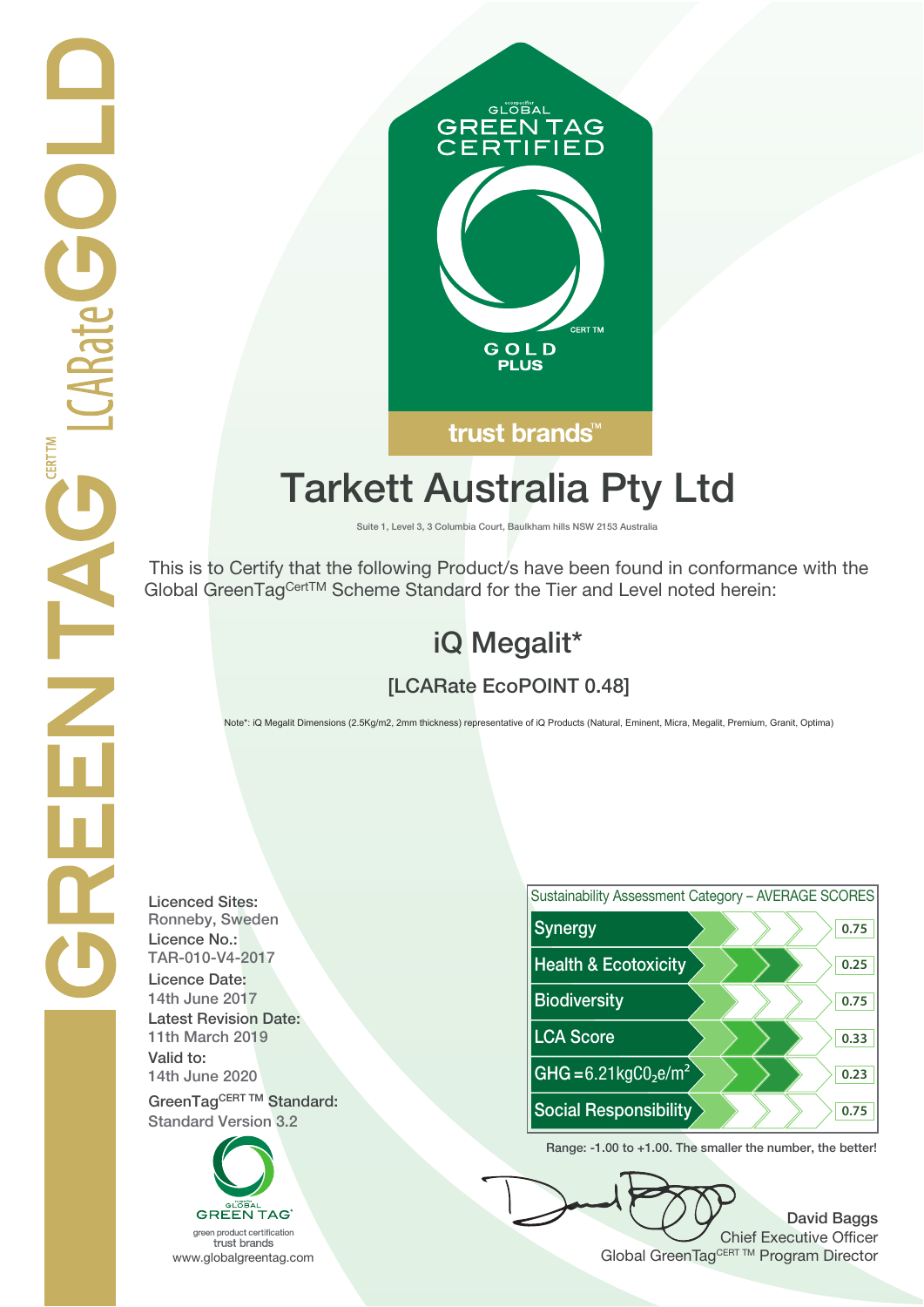GREENTAG CERT TM LCARate GOLD

GLOBAL GREEN TAG CERTIFIED

CERT TM

GOLD PLUS

trust brands™

# Tarkett Australia Pty Ltd

Suite 1, Level 3, 3 Columbia Court, Baulkham hills NSW 2153 Australia

This is to Certify that the following Product/s have been found in conformance with the Global GreenTag[CertTM] Scheme Standard for the Tier and Level noted herein:

## iQ Megalit*

### [LCARate EcoPOINT 0.48]

Note*: iQ Megalit Dimensions (2.5Kg/m2, 2mm thickness) representative of iQ Products (Natural, Eminent, Micra, Megalit, Premium, Granit, Optima)

**Licenced Sites:**
Ronneby, Sweden

**Licence No.:**
TAR-010-V4-2017

**Licence Date:**
14th June 2017

**Latest Revision Date:**
11th March 2019

**Valid to:**
14th June 2020

**GreenTag[CERT TM] Standard:**
Standard Version 3.2

| Sustainability Assessment Category – AVERAGE SCORES | |
|---|---|
| Synergy | 0.75 |
| Health & Ecotoxicity | 0.25 |
| Biodiversity | 0.75 |
| LCA Score | 0.33 |
| GHG = 6.21kg$CO_2$e/$m^2$ | 0.23 |
| Social Responsibility | 0.75 |

Range: -1.00 to +1.00. The smaller the number, the better!

GLOBAL GREEN TAG
green product certification
trust brands
www.globalgreentag.com

**David Baggs**
Chief Executive Officer
Global GreenTag[CERT TM] Program Director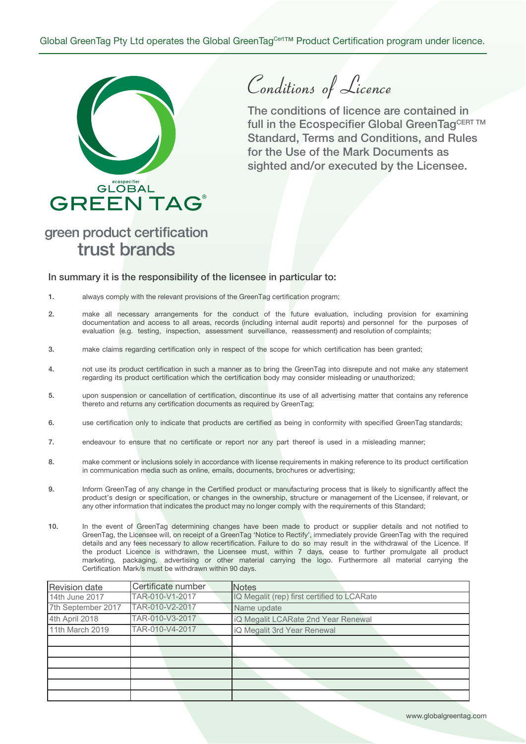Global GreenTag Pty Ltd operates the Global GreenTag[Cert™] Product Certification program under licence.

ecospecifier GLOBAL GREEN TAG®

green product certification
trust brands

# Conditions of Licence

**The conditions of licence are contained in full in the Ecospecifier Global GreenTag[CERT TM] Standard, Terms and Conditions, and Rules for the Use of the Mark Documents as sighted and/or executed by the Licensee.**

## In summary it is the responsibility of the licensee in particular to:

1. always comply with the relevant provisions of the GreenTag certification program;
2. make all necessary arrangements for the conduct of the future evaluation, including provision for examining documentation and access to all areas, records (including internal audit reports) and personnel for the purposes of evaluation (e.g. testing, inspection, assessment surveillance, reassessment) and resolution of complaints;
3. make claims regarding certification only in respect of the scope for which certification has been granted;
4. not use its product certification in such a manner as to bring the GreenTag into disrepute and not make any statement regarding its product certification which the certification body may consider misleading or unauthorized;
5. upon suspension or cancellation of certification, discontinue its use of all advertising matter that contains any reference thereto and returns any certification documents as required by GreenTag;
6. use certification only to indicate that products are certified as being in conformity with specified GreenTag standards;
7. endeavour to ensure that no certificate or report nor any part thereof is used in a misleading manner;
8. make comment or inclusions solely in accordance with license requirements in making reference to its product certification in communication media such as online, emails, documents, brochures or advertising;
9. Inform GreenTag of any change in the Certified product or manufacturing process that is likely to significantly affect the product's design or specification, or changes in the ownership, structure or management of the Licensee, if relevant, or any other information that indicates the product may no longer comply with the requirements of this Standard;
10. In the event of GreenTag determining changes have been made to product or supplier details and not notified to GreenTag, the Licensee will, on receipt of a GreenTag 'Notice to Rectify', immediately provide GreenTag with the required details and any fees necessary to allow recertification. Failure to do so may result in the withdrawal of the Licence. If the product Licence is withdrawn, the Licensee must, within 7 days, cease to further promulgate all product marketing, packaging, advertising or other material carrying the logo. Furthermore all material carrying the Certification Mark/s must be withdrawn within 90 days.

| Revision date | Certificate number | Notes |
|---|---|---|
| 14th June 2017 | TAR-010-V1-2017 | IQ Megalit (rep) first certified to LCARate |
| 7th September 2017 | TAR-010-V2-2017 | Name update |
| 4th April 2018 | TAR-010-V3-2017 | iQ Megalit LCARate 2nd Year Renewal |
| 11th March 2019 | TAR-010-V4-2017 | iQ Megalit 3rd Year Renewal |
| | | |
| | | |
| | | |
| | | |
| | | |
| | | |

www.globalgreentag.com